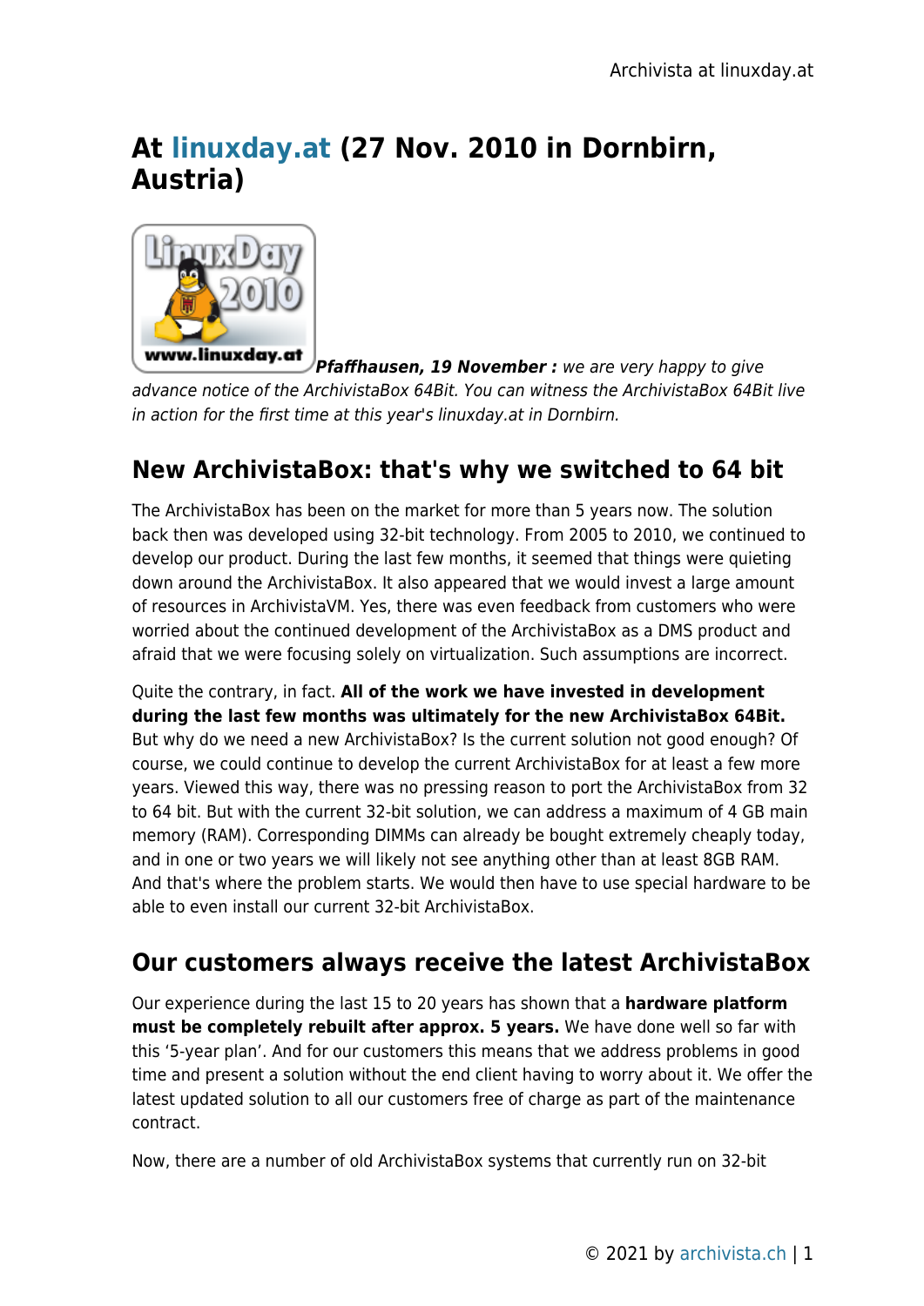# At linuxday.at (27 Nov. 2010 in Dornbirn, Austria)

***Pfaffhausen, 19 November :*** *we are very happy to give advance notice of the ArchivistaBox 64Bit. You can witness the ArchivistaBox 64Bit live in action for the first time at this year's linuxday.at in Dornbirn.*

## New ArchivistaBox: that's why we switched to 64 bit

The ArchivistaBox has been on the market for more than 5 years now. The solution back then was developed using 32-bit technology. From 2005 to 2010, we continued to develop our product. During the last few months, it seemed that things were quieting down around the ArchivistaBox. It also appeared that we would invest a large amount of resources in ArchivistaVM. Yes, there was even feedback from customers who were worried about the continued development of the ArchivistaBox as a DMS product and afraid that we were focusing solely on virtualization. Such assumptions are incorrect.

Quite the contrary, in fact. **All of the work we have invested in development during the last few months was ultimately for the new ArchivistaBox 64Bit.** But why do we need a new ArchivistaBox? Is the current solution not good enough? Of course, we could continue to develop the current ArchivistaBox for at least a few more years. Viewed this way, there was no pressing reason to port the ArchivistaBox from 32 to 64 bit. But with the current 32-bit solution, we can address a maximum of 4 GB main memory (RAM). Corresponding DIMMs can already be bought extremely cheaply today, and in one or two years we will likely not see anything other than at least 8GB RAM. And that's where the problem starts. We would then have to use special hardware to be able to even install our current 32-bit ArchivistaBox.

## Our customers always receive the latest ArchivistaBox

Our experience during the last 15 to 20 years has shown that a **hardware platform must be completely rebuilt after approx. 5 years.** We have done well so far with this '5-year plan'. And for our customers this means that we address problems in good time and present a solution without the end client having to worry about it. We offer the latest updated solution to all our customers free of charge as part of the maintenance contract.

Now, there are a number of old ArchivistaBox systems that currently run on 32-bit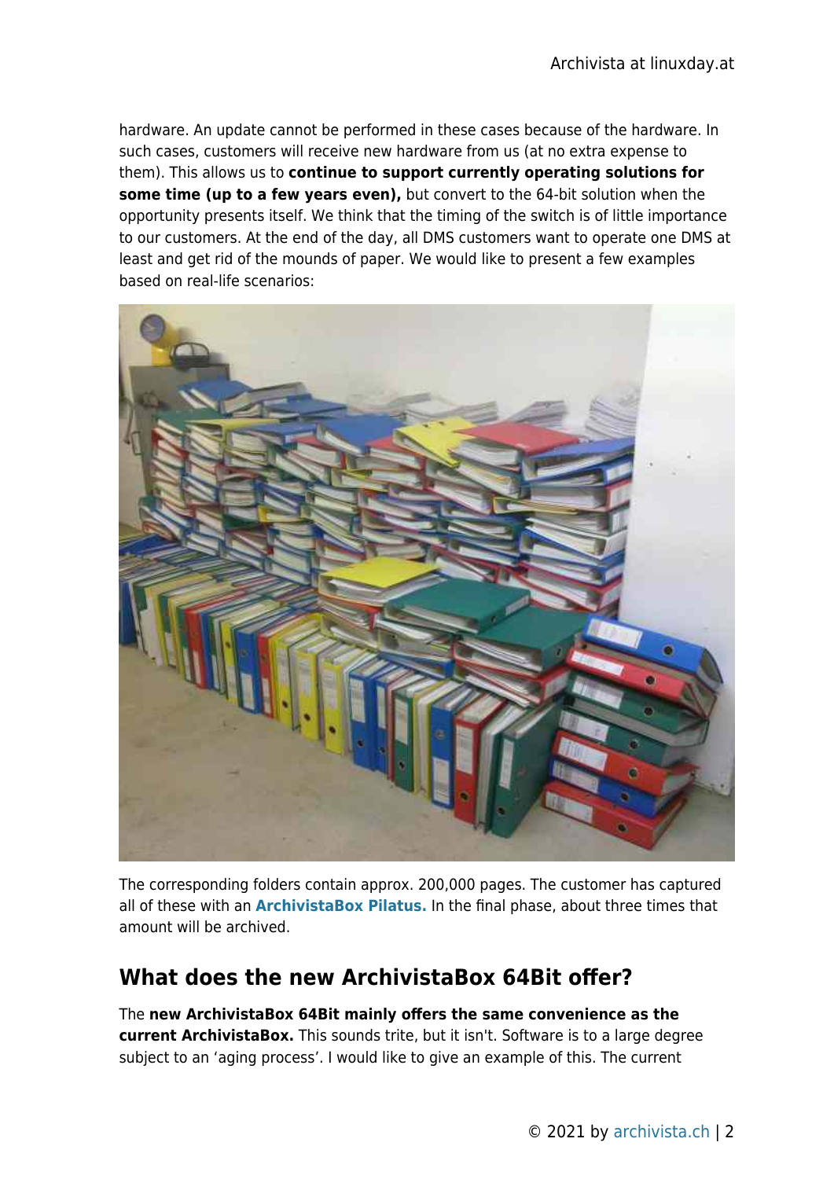hardware. An update cannot be performed in these cases because of the hardware. In such cases, customers will receive new hardware from us (at no extra expense to them). This allows us to **continue to support currently operating solutions for some time (up to a few years even),** but convert to the 64-bit solution when the opportunity presents itself. We think that the timing of the switch is of little importance to our customers. At the end of the day, all DMS customers want to operate one DMS at least and get rid of the mounds of paper. We would like to present a few examples based on real-life scenarios:

The corresponding folders contain approx. 200,000 pages. The customer has captured all of these with an **ArchivistaBox Pilatus.** In the final phase, about three times that amount will be archived.

## What does the new ArchivistaBox 64Bit offer?

The **new ArchivistaBox 64Bit mainly offers the same convenience as the current ArchivistaBox.** This sounds trite, but it isn't. Software is to a large degree subject to an 'aging process'. I would like to give an example of this. The current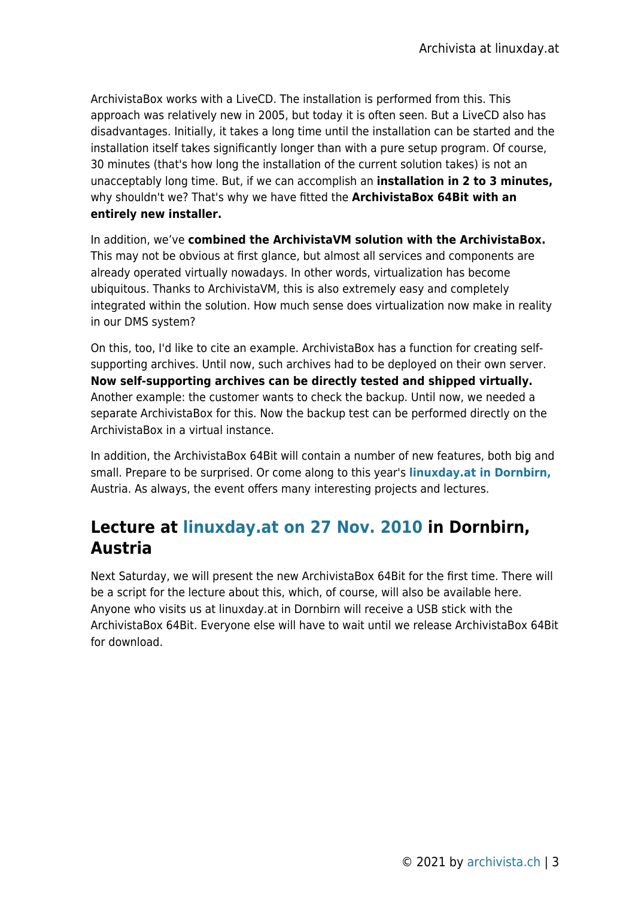ArchivistaBox works with a LiveCD. The installation is performed from this. This approach was relatively new in 2005, but today it is often seen. But a LiveCD also has disadvantages. Initially, it takes a long time until the installation can be started and the installation itself takes significantly longer than with a pure setup program. Of course, 30 minutes (that's how long the installation of the current solution takes) is not an unacceptably long time. But, if we can accomplish an **installation in 2 to 3 minutes,** why shouldn't we? That's why we have fitted the **ArchivistaBox 64Bit with an entirely new installer.**

In addition, we've **combined the ArchivistaVM solution with the ArchivistaBox.** This may not be obvious at first glance, but almost all services and components are already operated virtually nowadays. In other words, virtualization has become ubiquitous. Thanks to ArchivistaVM, this is also extremely easy and completely integrated within the solution. How much sense does virtualization now make in reality in our DMS system?

On this, too, I'd like to cite an example. ArchivistaBox has a function for creating self-supporting archives. Until now, such archives had to be deployed on their own server. **Now self-supporting archives can be directly tested and shipped virtually.** Another example: the customer wants to check the backup. Until now, we needed a separate ArchivistaBox for this. Now the backup test can be performed directly on the ArchivistaBox in a virtual instance.

In addition, the ArchivistaBox 64Bit will contain a number of new features, both big and small. Prepare to be surprised. Or come along to this year's **linuxday.at in Dornbirn,** Austria. As always, the event offers many interesting projects and lectures.

## Lecture at linuxday.at on 27 Nov. 2010 in Dornbirn, Austria

Next Saturday, we will present the new ArchivistaBox 64Bit for the first time. There will be a script for the lecture about this, which, of course, will also be available here. Anyone who visits us at linuxday.at in Dornbirn will receive a USB stick with the ArchivistaBox 64Bit. Everyone else will have to wait until we release ArchivistaBox 64Bit for download.